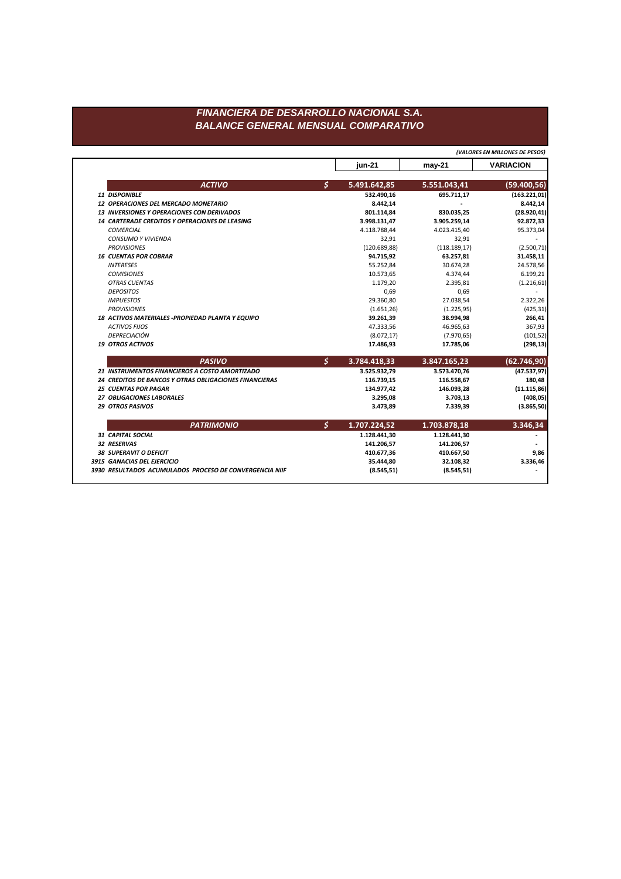# FINANCIERA DE DESARROLLO NACIONAL S.A.
## BALANCE GENERAL MENSUAL COMPARATIVO

*(VALORES EN MILLONES DE PESOS)*

| | | jun-21 | may-21 | VARIACION |
|---|---|---|---|---|
| ***ACTIVO*** | $ | **5.491.642,85** | **5.551.043,41** | **(59.400,56)** |
| **11 DISPONIBLE** | | **532.490,16** | **695.711,17** | **(163.221,01)** |
| **12 OPERACIONES DEL MERCADO MONETARIO** | | **8.442,14** | **-** | **8.442,14** |
| **13 INVERSIONES Y OPERACIONES CON DERIVADOS** | | **801.114,84** | **830.035,25** | **(28.920,41)** |
| **14 CARTERADE CREDITOS Y OPERACIONES DE LEASING** | | **3.998.131,47** | **3.905.259,14** | **92.872,33** |
| *COMERCIAL* | | 4.118.788,44 | 4.023.415,40 | 95.373,04 |
| *CONSUMO Y VIVIENDA* | | 32,91 | 32,91 | - |
| *PROVISIONES* | | (120.689,88) | (118.189,17) | (2.500,71) |
| **16 CUENTAS POR COBRAR** | | **94.715,92** | **63.257,81** | **31.458,11** |
| *INTERESES* | | 55.252,84 | 30.674,28 | 24.578,56 |
| *COMISIONES* | | 10.573,65 | 4.374,44 | 6.199,21 |
| *OTRAS CUENTAS* | | 1.179,20 | 2.395,81 | (1.216,61) |
| *DEPOSITOS* | | 0,69 | 0,69 | - |
| *IMPUESTOS* | | 29.360,80 | 27.038,54 | 2.322,26 |
| *PROVISIONES* | | (1.651,26) | (1.225,95) | (425,31) |
| **18 ACTIVOS MATERIALES -PROPIEDAD PLANTA Y EQUIPO** | | **39.261,39** | **38.994,98** | **266,41** |
| *ACTIVOS FIJOS* | | 47.333,56 | 46.965,63 | 367,93 |
| *DEPRECIACIÓN* | | (8.072,17) | (7.970,65) | (101,52) |
| **19 OTROS ACTIVOS** | | **17.486,93** | **17.785,06** | **(298,13)** |
| ***PASIVO*** | $ | **3.784.418,33** | **3.847.165,23** | **(62.746,90)** |
| **21 INSTRUMENTOS FINANCIEROS A COSTO AMORTIZADO** | | **3.525.932,79** | **3.573.470,76** | **(47.537,97)** |
| **24 CREDITOS DE BANCOS Y OTRAS OBLIGACIONES FINANCIERAS** | | **116.739,15** | **116.558,67** | **180,48** |
| **25 CUENTAS POR PAGAR** | | **134.977,42** | **146.093,28** | **(11.115,86)** |
| **27 OBLIGACIONES LABORALES** | | **3.295,08** | **3.703,13** | **(408,05)** |
| **29 OTROS PASIVOS** | | **3.473,89** | **7.339,39** | **(3.865,50)** |
| ***PATRIMONIO*** | $ | **1.707.224,52** | **1.703.878,18** | **3.346,34** |
| **31 CAPITAL SOCIAL** | | **1.128.441,30** | **1.128.441,30** | **-** |
| **32 RESERVAS** | | **141.206,57** | **141.206,57** | **-** |
| **38 SUPERAVIT O DEFICIT** | | **410.677,36** | **410.667,50** | **9,86** |
| **3915 GANACIAS DEL EJERCICIO** | | **35.444,80** | **32.108,32** | **3.336,46** |
| **3930 RESULTADOS ACUMULADOS PROCESO DE CONVERGENCIA NIIF** | | **(8.545,51)** | **(8.545,51)** | **-** |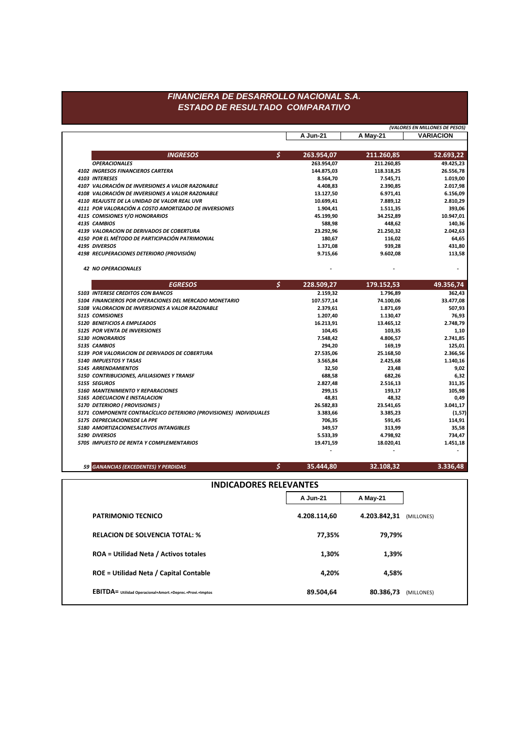# FINANCIERA DE DESARROLLO NACIONAL S.A.
## ESTADO DE RESULTADO COMPARATIVO

*(VALORES EN MILLONES DE PESOS)*

| | | A Jun-21 | A May-21 | VARIACION |
|---|---|---|---|---|
| **INGRESOS** | **$** | **263.954,07** | **211.260,85** | **52.693,22** |
| *OPERACIONALES* | | 263.954,07 | 211.260,85 | 49.425,23 |
| *4102 INGRESOS FINANCIEROS CARTERA* | | 144.875,03 | 118.318,25 | 26.556,78 |
| *4103 INTERESES* | | 8.564,70 | 7.545,71 | 1.019,00 |
| *4107 VALORACIÓN DE INVERSIONES A VALOR RAZONABLE* | | 4.408,83 | 2.390,85 | 2.017,98 |
| *4108 VALORACIÓN DE INVERSIONES A VALOR RAZONABLE* | | 13.127,50 | 6.971,41 | 6.156,09 |
| *4110 REAJUSTE DE LA UNIDAD DE VALOR REAL UVR* | | 10.699,41 | 7.889,12 | 2.810,29 |
| *4111 POR VALORACIÓN A COSTO AMORTIZADO DE INVERSIONES* | | 1.904,41 | 1.511,35 | 393,06 |
| *4115 COMISIONES Y/O HONORARIOS* | | 45.199,90 | 34.252,89 | 10.947,01 |
| *4135 CAMBIOS* | | 588,98 | 448,62 | 140,36 |
| *4139 VALORACION DE DERIVADOS DE COBERTURA* | | 23.292,96 | 21.250,32 | 2.042,63 |
| *4150 POR EL MÉTODO DE PARTICIPACIÓN PATRIMONIAL* | | 180,67 | 116,02 | 64,65 |
| *4195 DIVERSOS* | | 1.371,08 | 939,28 | 431,80 |
| *4198 RECUPERACIONES DETERIORO (PROVISIÓN)* | | 9.715,66 | 9.602,08 | 113,58 |
| *42 NO OPERACIONALES* | | - | - | - |
| **EGRESOS** | **$** | **228.509,27** | **179.152,53** | **49.356,74** |
| *5103 INTERESE CREDITOS CON BANCOS* | | 2.159,32 | 1.796,89 | 362,43 |
| *5104 FINANCIEROS POR OPERACIONES DEL MERCADO MONETARIO* | | 107.577,14 | 74.100,06 | 33.477,08 |
| *5108 VALORACION DE INVERSIONES A VALOR RAZONABLE* | | 2.379,61 | 1.871,69 | 507,93 |
| *5115 COMISIONES* | | 1.207,40 | 1.130,47 | 76,93 |
| *5120 BENEFICIOS A EMPLEADOS* | | 16.213,91 | 13.465,12 | 2.748,79 |
| *5125 POR VENTA DE INVERSIONES* | | 104,45 | 103,35 | 1,10 |
| *5130 HONORARIOS* | | 7.548,42 | 4.806,57 | 2.741,85 |
| *5135 CAMBIOS* | | 294,20 | 169,19 | 125,01 |
| *5139 POR VALORIACION DE DERIVADOS DE COBERTURA* | | 27.535,06 | 25.168,50 | 2.366,56 |
| *5140 IMPUESTOS Y TASAS* | | 3.565,84 | 2.425,68 | 1.140,16 |
| *5145 ARRENDAMIENTOS* | | 32,50 | 23,48 | 9,02 |
| *5150 CONTRIBUCIONES, AFILIASIONES Y TRANSF* | | 688,58 | 682,26 | 6,32 |
| *5155 SEGUROS* | | 2.827,48 | 2.516,13 | 311,35 |
| *5160 MANTENIMIENTO Y REPARACIONES* | | 299,15 | 193,17 | 105,98 |
| *5165 ADECUACION E INSTALACION* | | 48,81 | 48,32 | 0,49 |
| *5170 DETERIORO ( PROVISIONES )* | | 26.582,83 | 23.541,65 | 3.041,17 |
| *5171 COMPONENTE CONTRACÍCLICO DETERIORO (PROVISIONES) INDIVIDUALES* | | 3.383,66 | 3.385,23 | (1,57) |
| *5175 DEPRECIACIONESDE LA PPE* | | 706,35 | 591,45 | 114,91 |
| *5180 AMORTIZACIONESACTIVOS INTANGIBLES* | | 349,57 | 313,99 | 35,58 |
| *5190 DIVERSOS* | | 5.533,39 | 4.798,92 | 734,47 |
| *5705 IMPUESTO DE RENTA Y COMPLEMENTARIOS* | | 19.471,59 | 18.020,41 | 1.451,18 |
| | | - | - | - |
| *59 GANANCIAS (EXCEDENTES) Y PERDIDAS* | **$** | **35.444,80** | **32.108,32** | **3.336,48** |

## INDICADORES RELEVANTES

| | A Jun-21 | A May-21 | |
|---|---|---|---|
| **PATRIMONIO TECNICO** | **4.208.114,60** | **4.203.842,31** | (MILLONES) |
| **RELACION DE SOLVENCIA TOTAL: %** | **77,35%** | **79,79%** | |
| **ROA = Utilidad Neta / Activos totales** | **1,30%** | **1,39%** | |
| **ROE = Utilidad Neta / Capital Contable** | **4,20%** | **4,58%** | |
| **EBITDA=** Utilidad Operacional+Amort.+Deprec.+Provi.+Imptos | **89.504,64** | **80.386,73** | (MILLONES) |